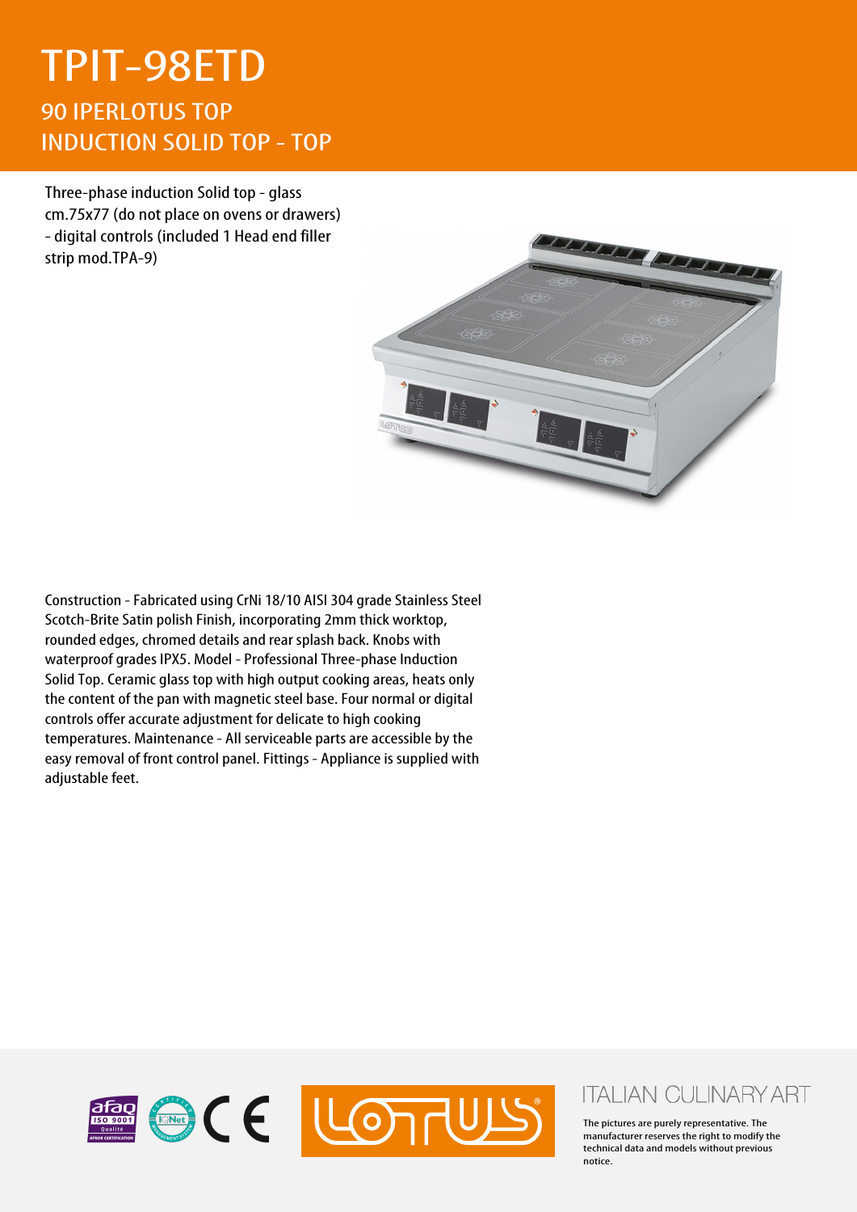# TPIT-98ETD

## 90 IPERLOTUS TOP
## INDUCTION SOLID TOP - TOP

Three-phase induction Solid top - glass cm.75x77 (do not place on ovens or drawers) - digital controls (included 1 Head end filler strip mod.TPA-9)

Construction - Fabricated using CrNi 18/10 AISI 304 grade Stainless Steel Scotch-Brite Satin polish Finish, incorporating 2mm thick worktop, rounded edges, chromed details and rear splash back. Knobs with waterproof grades IPX5. Model - Professional Three-phase Induction Solid Top. Ceramic glass top with high output cooking areas, heats only the content of the pan with magnetic steel base. Four normal or digital controls offer accurate adjustment for delicate to high cooking temperatures. Maintenance - All serviceable parts are accessible by the easy removal of front control panel. Fittings - Appliance is supplied with adjustable feet.

ITALIAN CULINARY ART

The pictures are purely representative. The manufacturer reserves the right to modify the technical data and models without previous notice.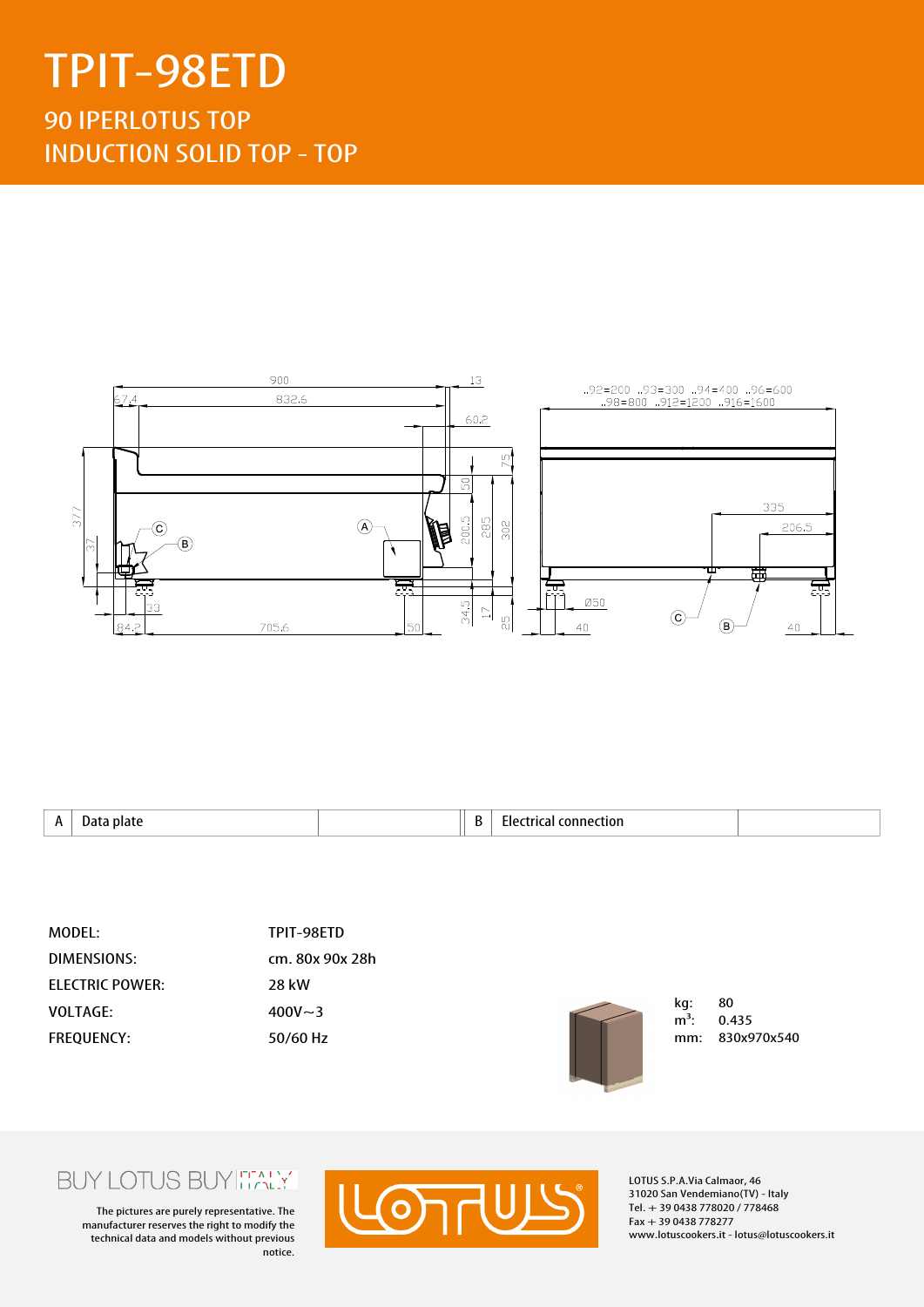# TPIT-98ETD

## 90 IPERLOTUS TOP
## INDUCTION SOLID TOP - TOP

900
13
67.4
832.6
60.2
75
50
377
37
200.5
285
302
33
34.5
17
25
84.2
705.6
50
..92=200 ..93=300 ..94=400 ..96=600
..98=800 ..912=1200 ..916=1600
335
206.5
Ø50
40
40
A
B
C

| A | Data plate | | B | Electrical connection | |
|---|---|---|---|---|---|

| | |
|---|---|
| MODEL: | TPIT-98ETD |
| DIMENSIONS: | cm. 80x 90x 28h |
| ELECTRIC POWER: | 28 kW |
| VOLTAGE: | 400V∼3 |
| FREQUENCY: | 50/60 Hz |

| | |
|---|---|
| kg: | 80 |
| $m^3$: | 0.435 |
| mm: | 830x970x540 |

BUY LOTUS BUY ITALY

The pictures are purely representative. The manufacturer reserves the right to modify the technical data and models without previous notice.

LOTUS S.P.A.Via Calmaor, 46
31020 San Vendemiano(TV) - Italy
Tel. + 39 0438 778020 / 778468
Fax + 39 0438 778277
www.lotuscookers.it - lotus@lotuscookers.it